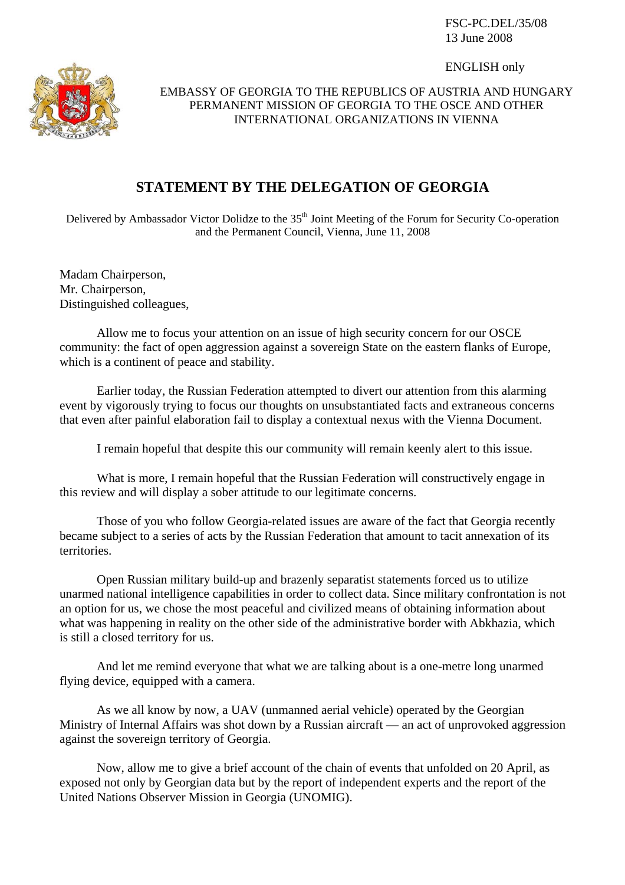FSC-PC.DEL/35/08
13 June 2008

ENGLISH only

EMBASSY OF GEORGIA TO THE REPUBLICS OF AUSTRIA AND HUNGARY
PERMANENT MISSION OF GEORGIA TO THE OSCE AND OTHER INTERNATIONAL ORGANIZATIONS IN VIENNA

# STATEMENT BY THE DELEGATION OF GEORGIA

Delivered by Ambassador Victor Dolidze to the 35th Joint Meeting of the Forum for Security Co-operation and the Permanent Council, Vienna, June 11, 2008

Madam Chairperson,
Mr. Chairperson,
Distinguished colleagues,

Allow me to focus your attention on an issue of high security concern for our OSCE community: the fact of open aggression against a sovereign State on the eastern flanks of Europe, which is a continent of peace and stability.

Earlier today, the Russian Federation attempted to divert our attention from this alarming event by vigorously trying to focus our thoughts on unsubstantiated facts and extraneous concerns that even after painful elaboration fail to display a contextual nexus with the Vienna Document.

I remain hopeful that despite this our community will remain keenly alert to this issue.

What is more, I remain hopeful that the Russian Federation will constructively engage in this review and will display a sober attitude to our legitimate concerns.

Those of you who follow Georgia-related issues are aware of the fact that Georgia recently became subject to a series of acts by the Russian Federation that amount to tacit annexation of its territories.

Open Russian military build-up and brazenly separatist statements forced us to utilize unarmed national intelligence capabilities in order to collect data. Since military confrontation is not an option for us, we chose the most peaceful and civilized means of obtaining information about what was happening in reality on the other side of the administrative border with Abkhazia, which is still a closed territory for us.

And let me remind everyone that what we are talking about is a one-metre long unarmed flying device, equipped with a camera.

As we all know by now, a UAV (unmanned aerial vehicle) operated by the Georgian Ministry of Internal Affairs was shot down by a Russian aircraft — an act of unprovoked aggression against the sovereign territory of Georgia.

Now, allow me to give a brief account of the chain of events that unfolded on 20 April, as exposed not only by Georgian data but by the report of independent experts and the report of the United Nations Observer Mission in Georgia (UNOMIG).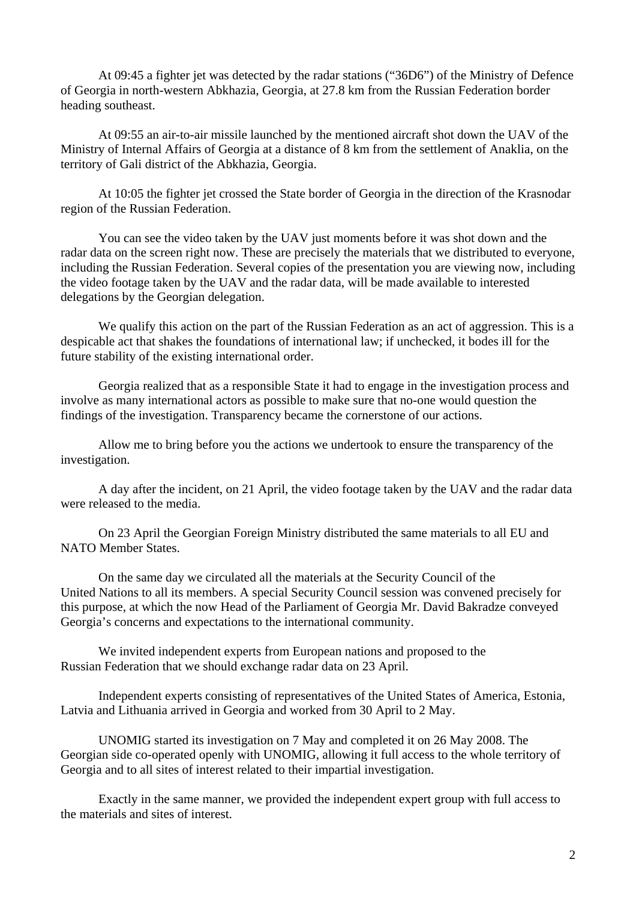At 09:45 a fighter jet was detected by the radar stations ("36D6") of the Ministry of Defence of Georgia in north-western Abkhazia, Georgia, at 27.8 km from the Russian Federation border heading southeast.

At 09:55 an air-to-air missile launched by the mentioned aircraft shot down the UAV of the Ministry of Internal Affairs of Georgia at a distance of 8 km from the settlement of Anaklia, on the territory of Gali district of the Abkhazia, Georgia.

At 10:05 the fighter jet crossed the State border of Georgia in the direction of the Krasnodar region of the Russian Federation.

You can see the video taken by the UAV just moments before it was shot down and the radar data on the screen right now. These are precisely the materials that we distributed to everyone, including the Russian Federation. Several copies of the presentation you are viewing now, including the video footage taken by the UAV and the radar data, will be made available to interested delegations by the Georgian delegation.

We qualify this action on the part of the Russian Federation as an act of aggression. This is a despicable act that shakes the foundations of international law; if unchecked, it bodes ill for the future stability of the existing international order.

Georgia realized that as a responsible State it had to engage in the investigation process and involve as many international actors as possible to make sure that no-one would question the findings of the investigation. Transparency became the cornerstone of our actions.

Allow me to bring before you the actions we undertook to ensure the transparency of the investigation.

A day after the incident, on 21 April, the video footage taken by the UAV and the radar data were released to the media.

On 23 April the Georgian Foreign Ministry distributed the same materials to all EU and NATO Member States.

On the same day we circulated all the materials at the Security Council of the United Nations to all its members. A special Security Council session was convened precisely for this purpose, at which the now Head of the Parliament of Georgia Mr. David Bakradze conveyed Georgia's concerns and expectations to the international community.

We invited independent experts from European nations and proposed to the Russian Federation that we should exchange radar data on 23 April.

Independent experts consisting of representatives of the United States of America, Estonia, Latvia and Lithuania arrived in Georgia and worked from 30 April to 2 May.

UNOMIG started its investigation on 7 May and completed it on 26 May 2008. The Georgian side co-operated openly with UNOMIG, allowing it full access to the whole territory of Georgia and to all sites of interest related to their impartial investigation.

Exactly in the same manner, we provided the independent expert group with full access to the materials and sites of interest.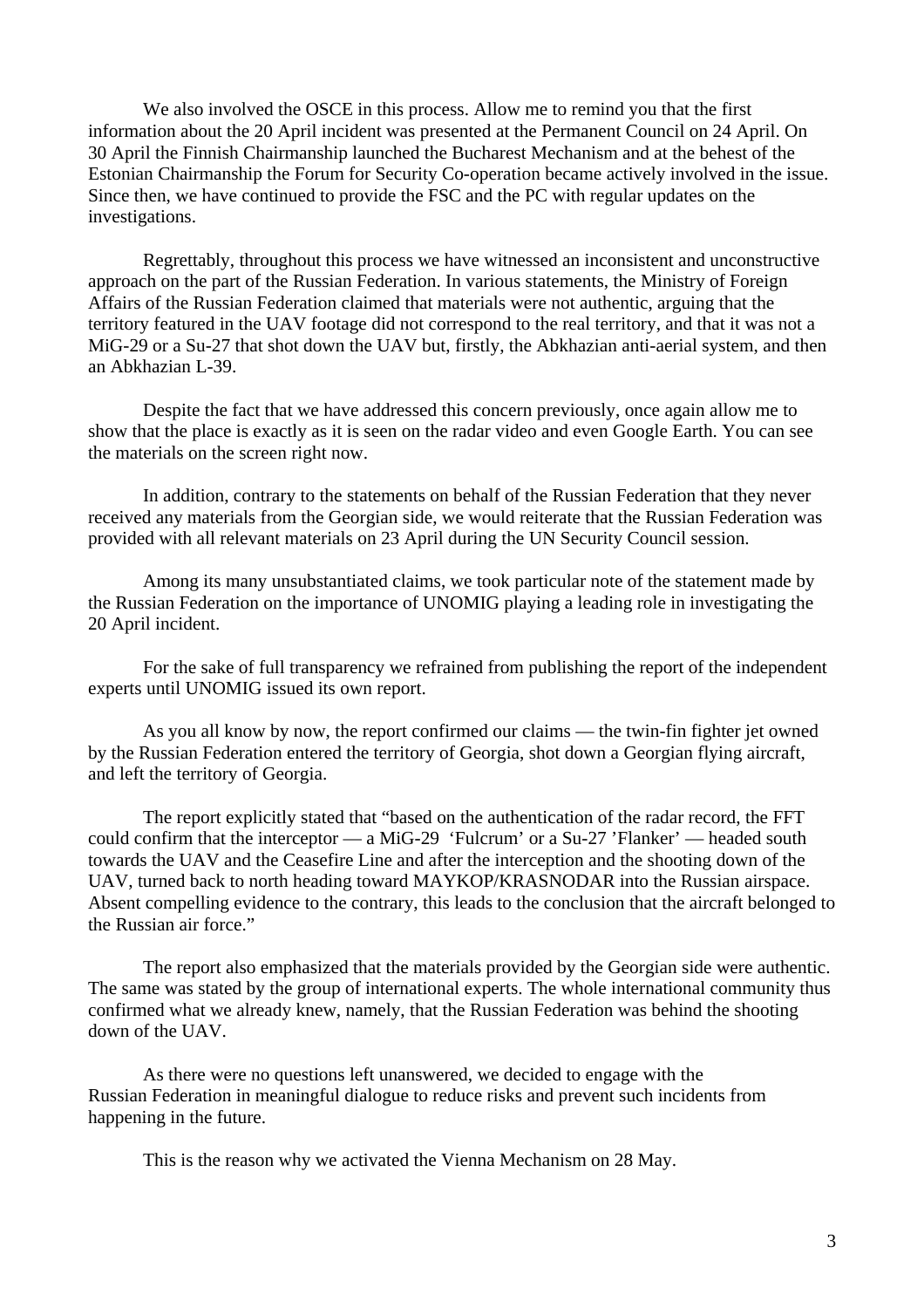We also involved the OSCE in this process. Allow me to remind you that the first information about the 20 April incident was presented at the Permanent Council on 24 April. On 30 April the Finnish Chairmanship launched the Bucharest Mechanism and at the behest of the Estonian Chairmanship the Forum for Security Co-operation became actively involved in the issue. Since then, we have continued to provide the FSC and the PC with regular updates on the investigations.

Regrettably, throughout this process we have witnessed an inconsistent and unconstructive approach on the part of the Russian Federation. In various statements, the Ministry of Foreign Affairs of the Russian Federation claimed that materials were not authentic, arguing that the territory featured in the UAV footage did not correspond to the real territory, and that it was not a MiG-29 or a Su-27 that shot down the UAV but, firstly, the Abkhazian anti-aerial system, and then an Abkhazian L-39.

Despite the fact that we have addressed this concern previously, once again allow me to show that the place is exactly as it is seen on the radar video and even Google Earth. You can see the materials on the screen right now.

In addition, contrary to the statements on behalf of the Russian Federation that they never received any materials from the Georgian side, we would reiterate that the Russian Federation was provided with all relevant materials on 23 April during the UN Security Council session.

Among its many unsubstantiated claims, we took particular note of the statement made by the Russian Federation on the importance of UNOMIG playing a leading role in investigating the 20 April incident.

For the sake of full transparency we refrained from publishing the report of the independent experts until UNOMIG issued its own report.

As you all know by now, the report confirmed our claims — the twin-fin fighter jet owned by the Russian Federation entered the territory of Georgia, shot down a Georgian flying aircraft, and left the territory of Georgia.

The report explicitly stated that "based on the authentication of the radar record, the FFT could confirm that the interceptor — a MiG-29 'Fulcrum' or a Su-27 'Flanker' — headed south towards the UAV and the Ceasefire Line and after the interception and the shooting down of the UAV, turned back to north heading toward MAYKOP/KRASNODAR into the Russian airspace. Absent compelling evidence to the contrary, this leads to the conclusion that the aircraft belonged to the Russian air force."

The report also emphasized that the materials provided by the Georgian side were authentic. The same was stated by the group of international experts. The whole international community thus confirmed what we already knew, namely, that the Russian Federation was behind the shooting down of the UAV.

As there were no questions left unanswered, we decided to engage with the Russian Federation in meaningful dialogue to reduce risks and prevent such incidents from happening in the future.

This is the reason why we activated the Vienna Mechanism on 28 May.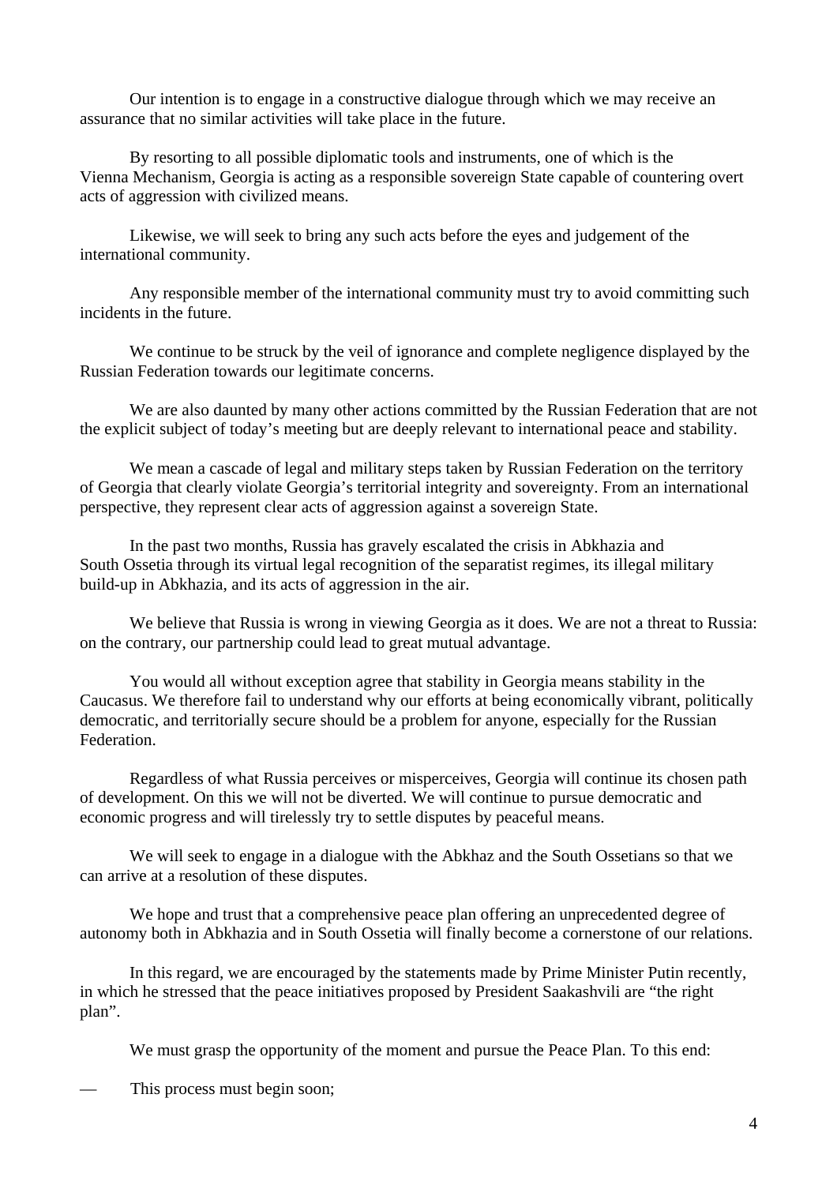Our intention is to engage in a constructive dialogue through which we may receive an assurance that no similar activities will take place in the future.

By resorting to all possible diplomatic tools and instruments, one of which is the Vienna Mechanism, Georgia is acting as a responsible sovereign State capable of countering overt acts of aggression with civilized means.

Likewise, we will seek to bring any such acts before the eyes and judgement of the international community.

Any responsible member of the international community must try to avoid committing such incidents in the future.

We continue to be struck by the veil of ignorance and complete negligence displayed by the Russian Federation towards our legitimate concerns.

We are also daunted by many other actions committed by the Russian Federation that are not the explicit subject of today's meeting but are deeply relevant to international peace and stability.

We mean a cascade of legal and military steps taken by Russian Federation on the territory of Georgia that clearly violate Georgia's territorial integrity and sovereignty. From an international perspective, they represent clear acts of aggression against a sovereign State.

In the past two months, Russia has gravely escalated the crisis in Abkhazia and South Ossetia through its virtual legal recognition of the separatist regimes, its illegal military build-up in Abkhazia, and its acts of aggression in the air.

We believe that Russia is wrong in viewing Georgia as it does. We are not a threat to Russia: on the contrary, our partnership could lead to great mutual advantage.

You would all without exception agree that stability in Georgia means stability in the Caucasus. We therefore fail to understand why our efforts at being economically vibrant, politically democratic, and territorially secure should be a problem for anyone, especially for the Russian Federation.

Regardless of what Russia perceives or misperceives, Georgia will continue its chosen path of development. On this we will not be diverted. We will continue to pursue democratic and economic progress and will tirelessly try to settle disputes by peaceful means.

We will seek to engage in a dialogue with the Abkhaz and the South Ossetians so that we can arrive at a resolution of these disputes.

We hope and trust that a comprehensive peace plan offering an unprecedented degree of autonomy both in Abkhazia and in South Ossetia will finally become a cornerstone of our relations.

In this regard, we are encouraged by the statements made by Prime Minister Putin recently, in which he stressed that the peace initiatives proposed by President Saakashvili are "the right plan".

We must grasp the opportunity of the moment and pursue the Peace Plan. To this end:

— This process must begin soon;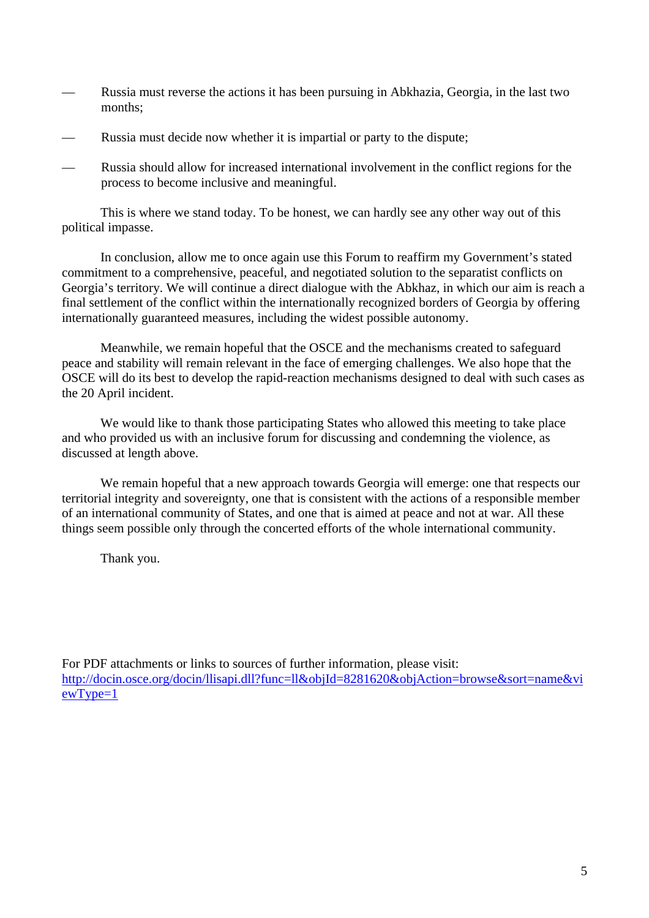- Russia must reverse the actions it has been pursuing in Abkhazia, Georgia, in the last two months;

- Russia must decide now whether it is impartial or party to the dispute;

- Russia should allow for increased international involvement in the conflict regions for the process to become inclusive and meaningful.

This is where we stand today. To be honest, we can hardly see any other way out of this political impasse.

In conclusion, allow me to once again use this Forum to reaffirm my Government's stated commitment to a comprehensive, peaceful, and negotiated solution to the separatist conflicts on Georgia's territory. We will continue a direct dialogue with the Abkhaz, in which our aim is reach a final settlement of the conflict within the internationally recognized borders of Georgia by offering internationally guaranteed measures, including the widest possible autonomy.

Meanwhile, we remain hopeful that the OSCE and the mechanisms created to safeguard peace and stability will remain relevant in the face of emerging challenges. We also hope that the OSCE will do its best to develop the rapid-reaction mechanisms designed to deal with such cases as the 20 April incident.

We would like to thank those participating States who allowed this meeting to take place and who provided us with an inclusive forum for discussing and condemning the violence, as discussed at length above.

We remain hopeful that a new approach towards Georgia will emerge: one that respects our territorial integrity and sovereignty, one that is consistent with the actions of a responsible member of an international community of States, and one that is aimed at peace and not at war. All these things seem possible only through the concerted efforts of the whole international community.

Thank you.

For PDF attachments or links to sources of further information, please visit: [http://docin.osce.org/docin/llisapi.dll?func=ll&objId=8281620&objAction=browse&sort=name&viewType=1](http://docin.osce.org/docin/llisapi.dll?func=ll&objId=8281620&objAction=browse&sort=name&viewType=1)